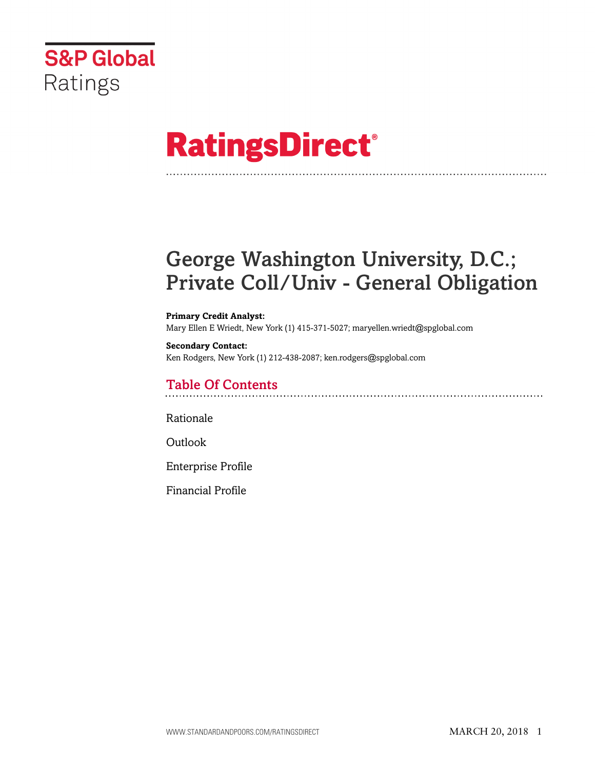S&P Global Ratings

# RatingsDirect®

# George Washington University, D.C.; Private Coll/Univ - General Obligation

**Primary Credit Analyst:**
Mary Ellen E Wriedt, New York (1) 415-371-5027; maryellen.wriedt@spglobal.com

**Secondary Contact:**
Ken Rodgers, New York (1) 212-438-2087; ken.rodgers@spglobal.com

## Table Of Contents

Rationale

Outlook

Enterprise Profile

Financial Profile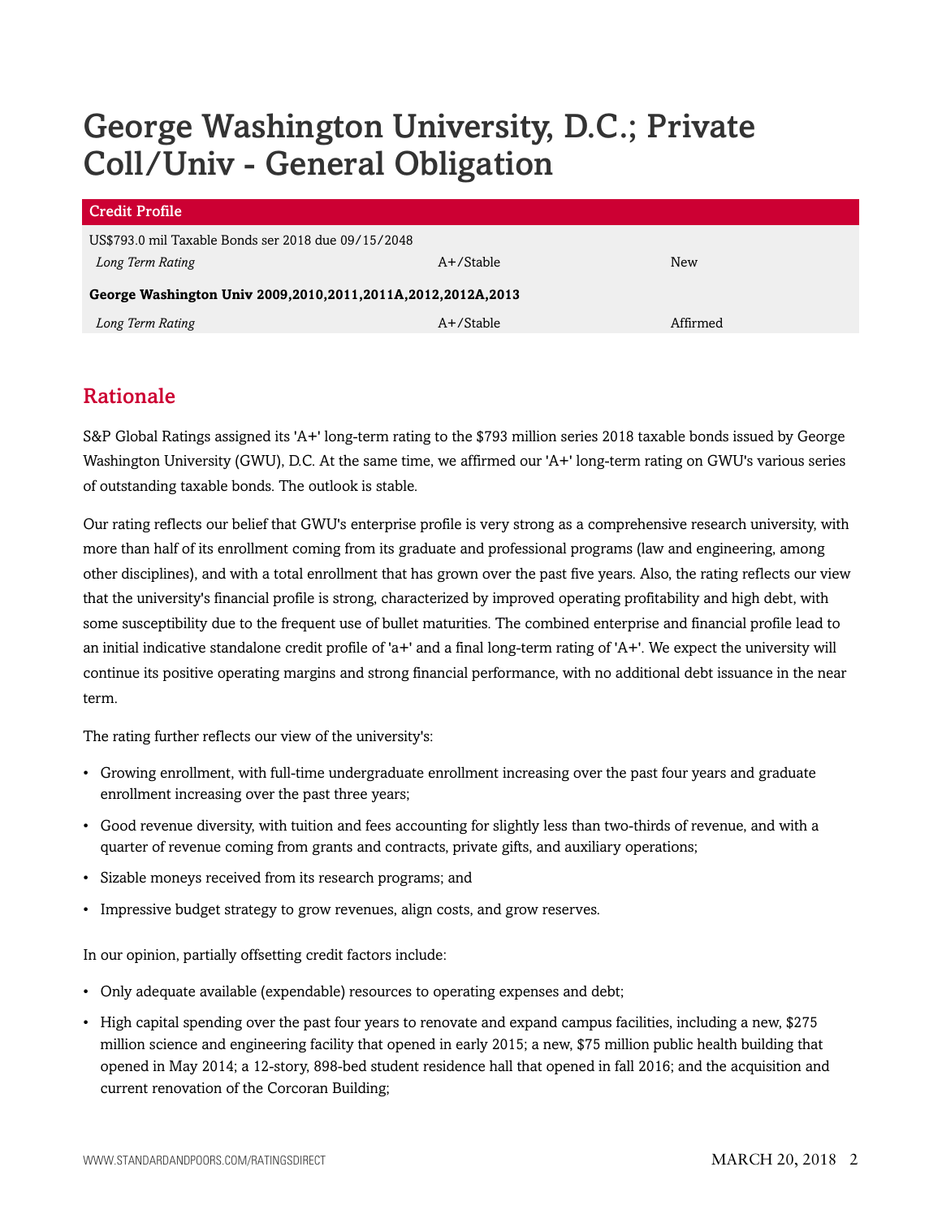# George Washington University, D.C.; Private Coll/Univ - General Obligation

| Credit Profile | | |
|---|---|---|
| US$793.0 mil Taxable Bonds ser 2018 due 09/15/2048 | | |
| *Long Term Rating* | A+/Stable | New |
| **George Washington Univ 2009,2010,2011,2011A,2012,2012A,2013** | | |
| *Long Term Rating* | A+/Stable | Affirmed |

## Rationale

S&P Global Ratings assigned its 'A+' long-term rating to the $793 million series 2018 taxable bonds issued by George Washington University (GWU), D.C. At the same time, we affirmed our 'A+' long-term rating on GWU's various series of outstanding taxable bonds. The outlook is stable.

Our rating reflects our belief that GWU's enterprise profile is very strong as a comprehensive research university, with more than half of its enrollment coming from its graduate and professional programs (law and engineering, among other disciplines), and with a total enrollment that has grown over the past five years. Also, the rating reflects our view that the university's financial profile is strong, characterized by improved operating profitability and high debt, with some susceptibility due to the frequent use of bullet maturities. The combined enterprise and financial profile lead to an initial indicative standalone credit profile of 'a+' and a final long-term rating of 'A+'. We expect the university will continue its positive operating margins and strong financial performance, with no additional debt issuance in the near term.

The rating further reflects our view of the university's:

- Growing enrollment, with full-time undergraduate enrollment increasing over the past four years and graduate enrollment increasing over the past three years;
- Good revenue diversity, with tuition and fees accounting for slightly less than two-thirds of revenue, and with a quarter of revenue coming from grants and contracts, private gifts, and auxiliary operations;
- Sizable moneys received from its research programs; and
- Impressive budget strategy to grow revenues, align costs, and grow reserves.

In our opinion, partially offsetting credit factors include:

- Only adequate available (expendable) resources to operating expenses and debt;
- High capital spending over the past four years to renovate and expand campus facilities, including a new, $275 million science and engineering facility that opened in early 2015; a new, $75 million public health building that opened in May 2014; a 12-story, 898-bed student residence hall that opened in fall 2016; and the acquisition and current renovation of the Corcoran Building;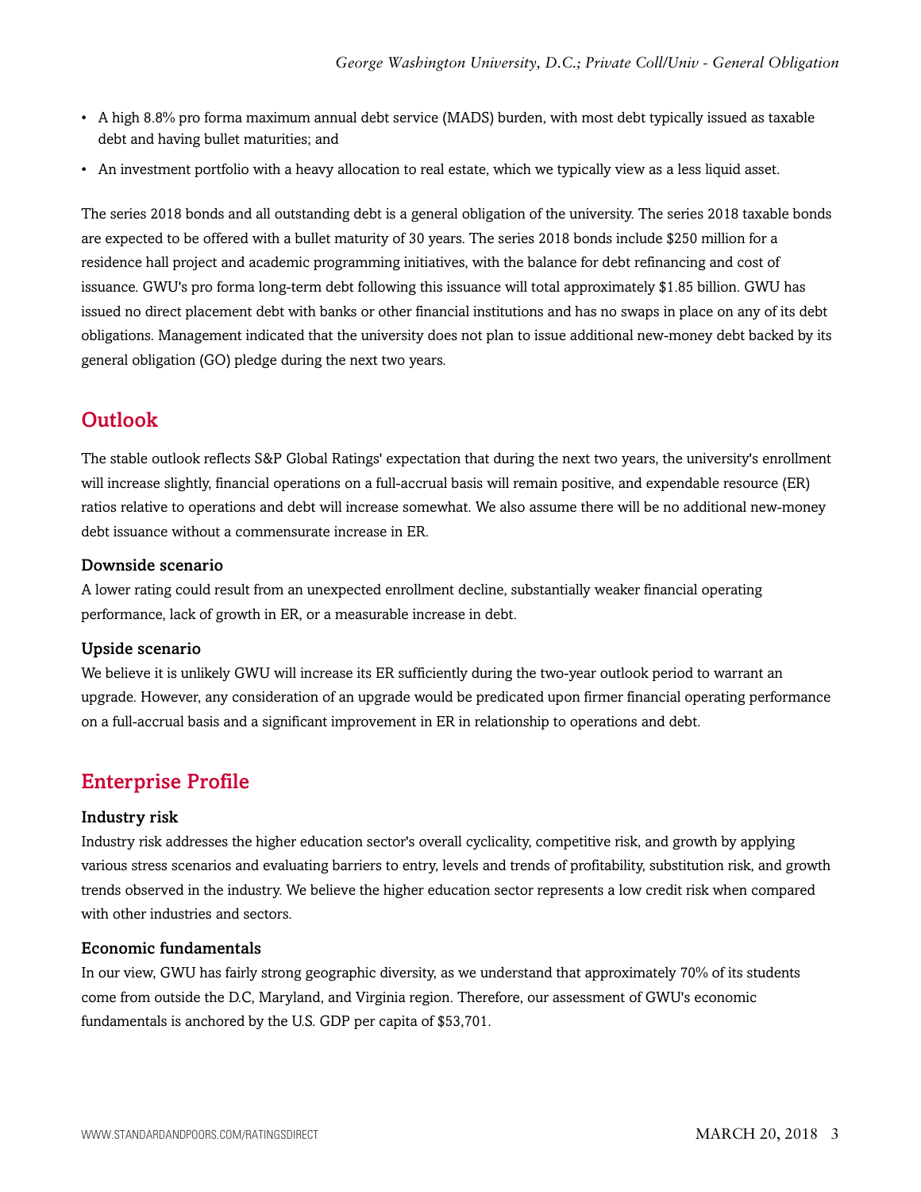- A high 8.8% pro forma maximum annual debt service (MADS) burden, with most debt typically issued as taxable debt and having bullet maturities; and
- An investment portfolio with a heavy allocation to real estate, which we typically view as a less liquid asset.

The series 2018 bonds and all outstanding debt is a general obligation of the university. The series 2018 taxable bonds are expected to be offered with a bullet maturity of 30 years. The series 2018 bonds include $250 million for a residence hall project and academic programming initiatives, with the balance for debt refinancing and cost of issuance. GWU's pro forma long-term debt following this issuance will total approximately $1.85 billion. GWU has issued no direct placement debt with banks or other financial institutions and has no swaps in place on any of its debt obligations. Management indicated that the university does not plan to issue additional new-money debt backed by its general obligation (GO) pledge during the next two years.

## Outlook

The stable outlook reflects S&P Global Ratings' expectation that during the next two years, the university's enrollment will increase slightly, financial operations on a full-accrual basis will remain positive, and expendable resource (ER) ratios relative to operations and debt will increase somewhat. We also assume there will be no additional new-money debt issuance without a commensurate increase in ER.

### Downside scenario

A lower rating could result from an unexpected enrollment decline, substantially weaker financial operating performance, lack of growth in ER, or a measurable increase in debt.

### Upside scenario

We believe it is unlikely GWU will increase its ER sufficiently during the two-year outlook period to warrant an upgrade. However, any consideration of an upgrade would be predicated upon firmer financial operating performance on a full-accrual basis and a significant improvement in ER in relationship to operations and debt.

## Enterprise Profile

### Industry risk

Industry risk addresses the higher education sector's overall cyclicality, competitive risk, and growth by applying various stress scenarios and evaluating barriers to entry, levels and trends of profitability, substitution risk, and growth trends observed in the industry. We believe the higher education sector represents a low credit risk when compared with other industries and sectors.

### Economic fundamentals

In our view, GWU has fairly strong geographic diversity, as we understand that approximately 70% of its students come from outside the D.C, Maryland, and Virginia region. Therefore, our assessment of GWU's economic fundamentals is anchored by the U.S. GDP per capita of $53,701.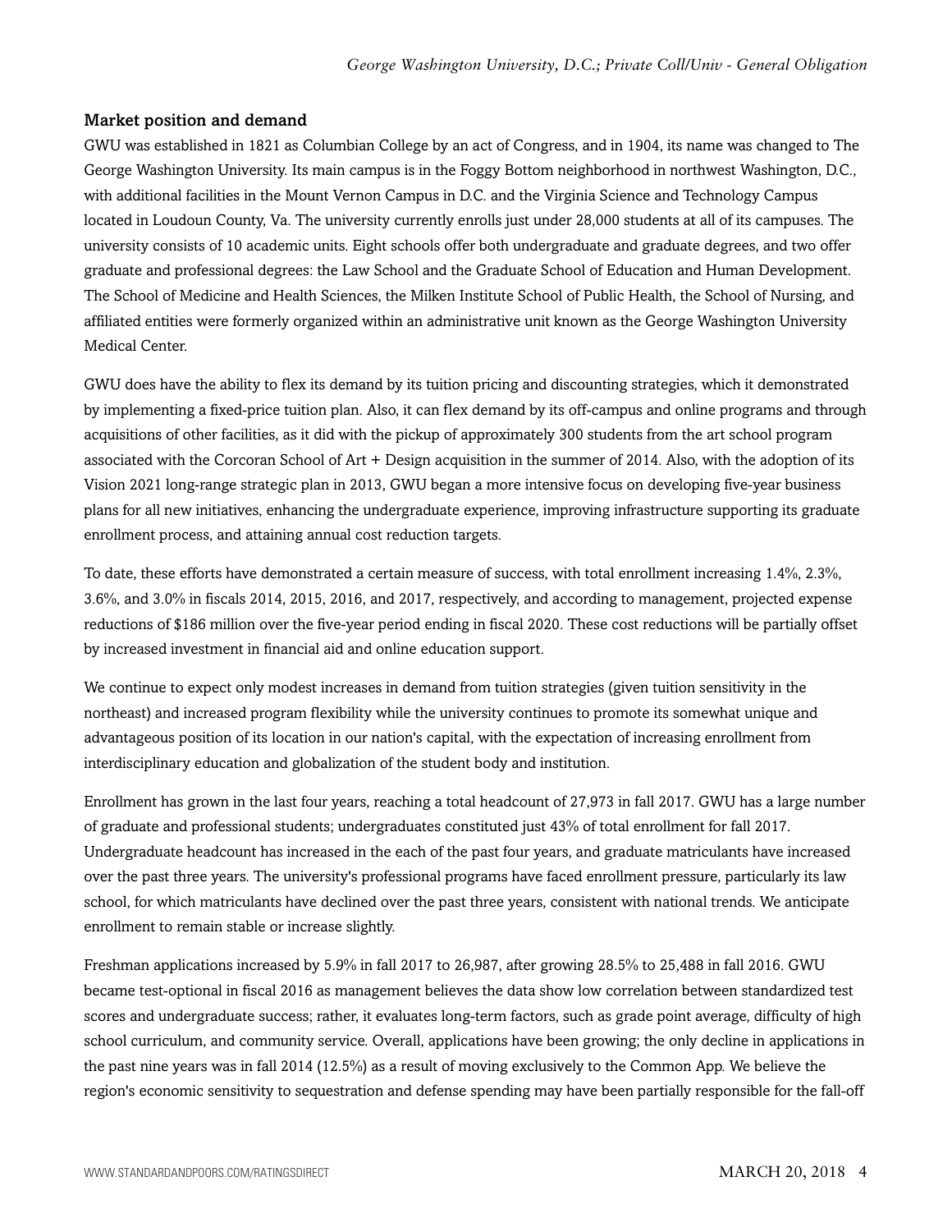### Market position and demand

GWU was established in 1821 as Columbian College by an act of Congress, and in 1904, its name was changed to The George Washington University. Its main campus is in the Foggy Bottom neighborhood in northwest Washington, D.C., with additional facilities in the Mount Vernon Campus in D.C. and the Virginia Science and Technology Campus located in Loudoun County, Va. The university currently enrolls just under 28,000 students at all of its campuses. The university consists of 10 academic units. Eight schools offer both undergraduate and graduate degrees, and two offer graduate and professional degrees: the Law School and the Graduate School of Education and Human Development. The School of Medicine and Health Sciences, the Milken Institute School of Public Health, the School of Nursing, and affiliated entities were formerly organized within an administrative unit known as the George Washington University Medical Center.

GWU does have the ability to flex its demand by its tuition pricing and discounting strategies, which it demonstrated by implementing a fixed-price tuition plan. Also, it can flex demand by its off-campus and online programs and through acquisitions of other facilities, as it did with the pickup of approximately 300 students from the art school program associated with the Corcoran School of Art + Design acquisition in the summer of 2014. Also, with the adoption of its Vision 2021 long-range strategic plan in 2013, GWU began a more intensive focus on developing five-year business plans for all new initiatives, enhancing the undergraduate experience, improving infrastructure supporting its graduate enrollment process, and attaining annual cost reduction targets.

To date, these efforts have demonstrated a certain measure of success, with total enrollment increasing 1.4%, 2.3%, 3.6%, and 3.0% in fiscals 2014, 2015, 2016, and 2017, respectively, and according to management, projected expense reductions of $186 million over the five-year period ending in fiscal 2020. These cost reductions will be partially offset by increased investment in financial aid and online education support.

We continue to expect only modest increases in demand from tuition strategies (given tuition sensitivity in the northeast) and increased program flexibility while the university continues to promote its somewhat unique and advantageous position of its location in our nation's capital, with the expectation of increasing enrollment from interdisciplinary education and globalization of the student body and institution.

Enrollment has grown in the last four years, reaching a total headcount of 27,973 in fall 2017. GWU has a large number of graduate and professional students; undergraduates constituted just 43% of total enrollment for fall 2017. Undergraduate headcount has increased in the each of the past four years, and graduate matriculants have increased over the past three years. The university's professional programs have faced enrollment pressure, particularly its law school, for which matriculants have declined over the past three years, consistent with national trends. We anticipate enrollment to remain stable or increase slightly.

Freshman applications increased by 5.9% in fall 2017 to 26,987, after growing 28.5% to 25,488 in fall 2016. GWU became test-optional in fiscal 2016 as management believes the data show low correlation between standardized test scores and undergraduate success; rather, it evaluates long-term factors, such as grade point average, difficulty of high school curriculum, and community service. Overall, applications have been growing; the only decline in applications in the past nine years was in fall 2014 (12.5%) as a result of moving exclusively to the Common App. We believe the region's economic sensitivity to sequestration and defense spending may have been partially responsible for the fall-off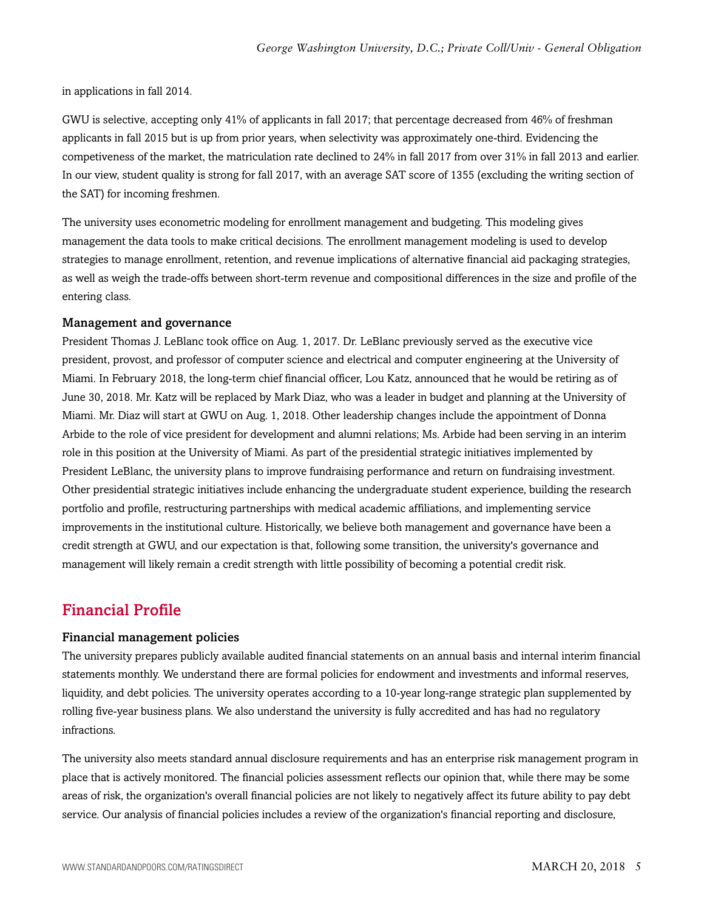in applications in fall 2014.

GWU is selective, accepting only 41% of applicants in fall 2017; that percentage decreased from 46% of freshman applicants in fall 2015 but is up from prior years, when selectivity was approximately one-third. Evidencing the competiveness of the market, the matriculation rate declined to 24% in fall 2017 from over 31% in fall 2013 and earlier. In our view, student quality is strong for fall 2017, with an average SAT score of 1355 (excluding the writing section of the SAT) for incoming freshmen.

The university uses econometric modeling for enrollment management and budgeting. This modeling gives management the data tools to make critical decisions. The enrollment management modeling is used to develop strategies to manage enrollment, retention, and revenue implications of alternative financial aid packaging strategies, as well as weigh the trade-offs between short-term revenue and compositional differences in the size and profile of the entering class.

### Management and governance

President Thomas J. LeBlanc took office on Aug. 1, 2017. Dr. LeBlanc previously served as the executive vice president, provost, and professor of computer science and electrical and computer engineering at the University of Miami. In February 2018, the long-term chief financial officer, Lou Katz, announced that he would be retiring as of June 30, 2018. Mr. Katz will be replaced by Mark Diaz, who was a leader in budget and planning at the University of Miami. Mr. Diaz will start at GWU on Aug. 1, 2018. Other leadership changes include the appointment of Donna Arbide to the role of vice president for development and alumni relations; Ms. Arbide had been serving in an interim role in this position at the University of Miami. As part of the presidential strategic initiatives implemented by President LeBlanc, the university plans to improve fundraising performance and return on fundraising investment. Other presidential strategic initiatives include enhancing the undergraduate student experience, building the research portfolio and profile, restructuring partnerships with medical academic affiliations, and implementing service improvements in the institutional culture. Historically, we believe both management and governance have been a credit strength at GWU, and our expectation is that, following some transition, the university's governance and management will likely remain a credit strength with little possibility of becoming a potential credit risk.

## Financial Profile

### Financial management policies

The university prepares publicly available audited financial statements on an annual basis and internal interim financial statements monthly. We understand there are formal policies for endowment and investments and informal reserves, liquidity, and debt policies. The university operates according to a 10-year long-range strategic plan supplemented by rolling five-year business plans. We also understand the university is fully accredited and has had no regulatory infractions.

The university also meets standard annual disclosure requirements and has an enterprise risk management program in place that is actively monitored. The financial policies assessment reflects our opinion that, while there may be some areas of risk, the organization's overall financial policies are not likely to negatively affect its future ability to pay debt service. Our analysis of financial policies includes a review of the organization's financial reporting and disclosure,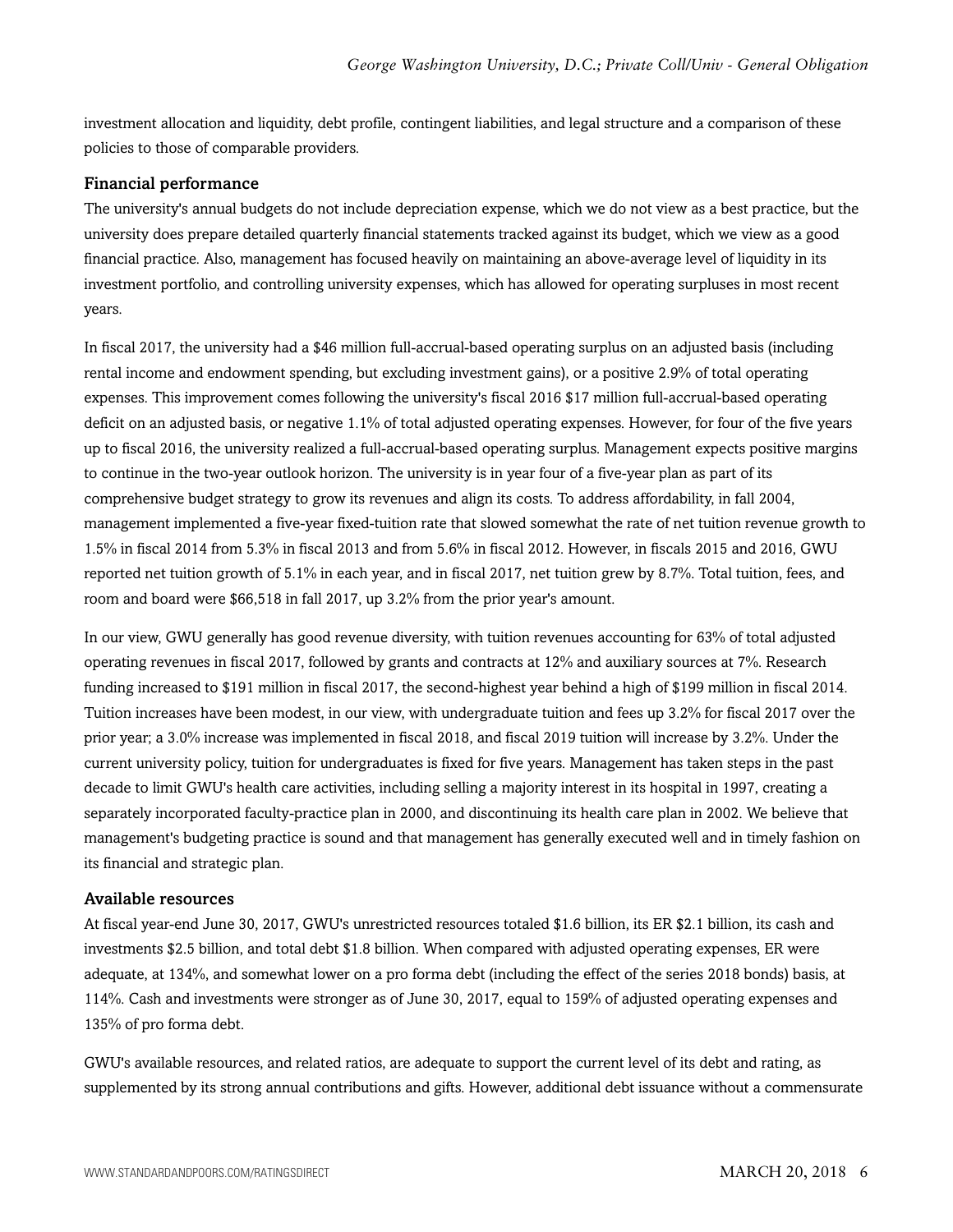investment allocation and liquidity, debt profile, contingent liabilities, and legal structure and a comparison of these policies to those of comparable providers.

### Financial performance

The university's annual budgets do not include depreciation expense, which we do not view as a best practice, but the university does prepare detailed quarterly financial statements tracked against its budget, which we view as a good financial practice. Also, management has focused heavily on maintaining an above-average level of liquidity in its investment portfolio, and controlling university expenses, which has allowed for operating surpluses in most recent years.

In fiscal 2017, the university had a $46 million full-accrual-based operating surplus on an adjusted basis (including rental income and endowment spending, but excluding investment gains), or a positive 2.9% of total operating expenses. This improvement comes following the university's fiscal 2016 $17 million full-accrual-based operating deficit on an adjusted basis, or negative 1.1% of total adjusted operating expenses. However, for four of the five years up to fiscal 2016, the university realized a full-accrual-based operating surplus. Management expects positive margins to continue in the two-year outlook horizon. The university is in year four of a five-year plan as part of its comprehensive budget strategy to grow its revenues and align its costs. To address affordability, in fall 2004, management implemented a five-year fixed-tuition rate that slowed somewhat the rate of net tuition revenue growth to 1.5% in fiscal 2014 from 5.3% in fiscal 2013 and from 5.6% in fiscal 2012. However, in fiscals 2015 and 2016, GWU reported net tuition growth of 5.1% in each year, and in fiscal 2017, net tuition grew by 8.7%. Total tuition, fees, and room and board were $66,518 in fall 2017, up 3.2% from the prior year's amount.

In our view, GWU generally has good revenue diversity, with tuition revenues accounting for 63% of total adjusted operating revenues in fiscal 2017, followed by grants and contracts at 12% and auxiliary sources at 7%. Research funding increased to $191 million in fiscal 2017, the second-highest year behind a high of $199 million in fiscal 2014. Tuition increases have been modest, in our view, with undergraduate tuition and fees up 3.2% for fiscal 2017 over the prior year; a 3.0% increase was implemented in fiscal 2018, and fiscal 2019 tuition will increase by 3.2%. Under the current university policy, tuition for undergraduates is fixed for five years. Management has taken steps in the past decade to limit GWU's health care activities, including selling a majority interest in its hospital in 1997, creating a separately incorporated faculty-practice plan in 2000, and discontinuing its health care plan in 2002. We believe that management's budgeting practice is sound and that management has generally executed well and in timely fashion on its financial and strategic plan.

### Available resources

At fiscal year-end June 30, 2017, GWU's unrestricted resources totaled $1.6 billion, its ER $2.1 billion, its cash and investments $2.5 billion, and total debt $1.8 billion. When compared with adjusted operating expenses, ER were adequate, at 134%, and somewhat lower on a pro forma debt (including the effect of the series 2018 bonds) basis, at 114%. Cash and investments were stronger as of June 30, 2017, equal to 159% of adjusted operating expenses and 135% of pro forma debt.

GWU's available resources, and related ratios, are adequate to support the current level of its debt and rating, as supplemented by its strong annual contributions and gifts. However, additional debt issuance without a commensurate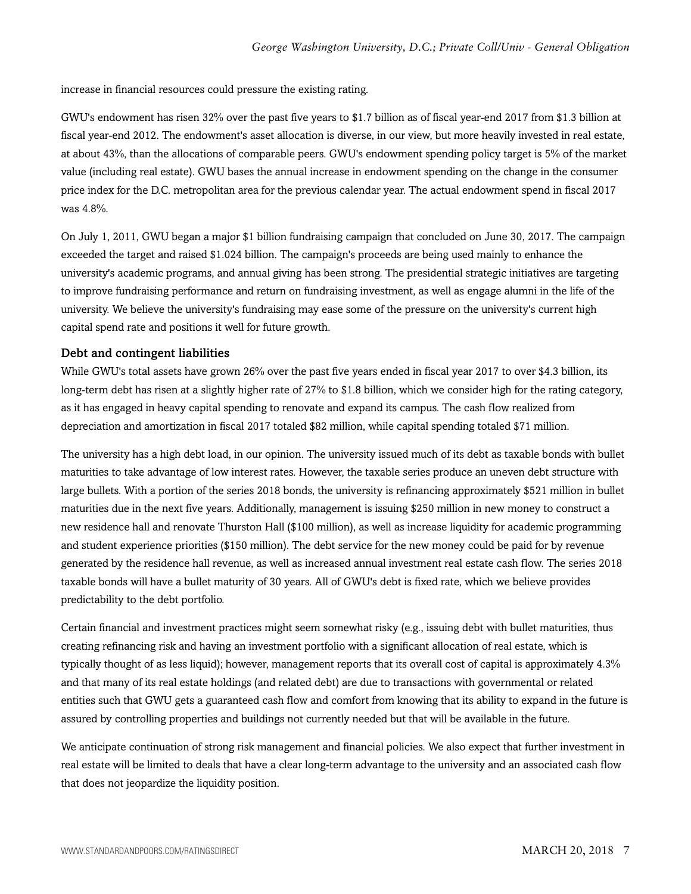increase in financial resources could pressure the existing rating.

GWU's endowment has risen 32% over the past five years to $1.7 billion as of fiscal year-end 2017 from $1.3 billion at fiscal year-end 2012. The endowment's asset allocation is diverse, in our view, but more heavily invested in real estate, at about 43%, than the allocations of comparable peers. GWU's endowment spending policy target is 5% of the market value (including real estate). GWU bases the annual increase in endowment spending on the change in the consumer price index for the D.C. metropolitan area for the previous calendar year. The actual endowment spend in fiscal 2017 was 4.8%.

On July 1, 2011, GWU began a major $1 billion fundraising campaign that concluded on June 30, 2017. The campaign exceeded the target and raised $1.024 billion. The campaign's proceeds are being used mainly to enhance the university's academic programs, and annual giving has been strong. The presidential strategic initiatives are targeting to improve fundraising performance and return on fundraising investment, as well as engage alumni in the life of the university. We believe the university's fundraising may ease some of the pressure on the university's current high capital spend rate and positions it well for future growth.

### Debt and contingent liabilities

While GWU's total assets have grown 26% over the past five years ended in fiscal year 2017 to over $4.3 billion, its long-term debt has risen at a slightly higher rate of 27% to $1.8 billion, which we consider high for the rating category, as it has engaged in heavy capital spending to renovate and expand its campus. The cash flow realized from depreciation and amortization in fiscal 2017 totaled $82 million, while capital spending totaled $71 million.

The university has a high debt load, in our opinion. The university issued much of its debt as taxable bonds with bullet maturities to take advantage of low interest rates. However, the taxable series produce an uneven debt structure with large bullets. With a portion of the series 2018 bonds, the university is refinancing approximately $521 million in bullet maturities due in the next five years. Additionally, management is issuing $250 million in new money to construct a new residence hall and renovate Thurston Hall ($100 million), as well as increase liquidity for academic programming and student experience priorities ($150 million). The debt service for the new money could be paid for by revenue generated by the residence hall revenue, as well as increased annual investment real estate cash flow. The series 2018 taxable bonds will have a bullet maturity of 30 years. All of GWU's debt is fixed rate, which we believe provides predictability to the debt portfolio.

Certain financial and investment practices might seem somewhat risky (e.g., issuing debt with bullet maturities, thus creating refinancing risk and having an investment portfolio with a significant allocation of real estate, which is typically thought of as less liquid); however, management reports that its overall cost of capital is approximately 4.3% and that many of its real estate holdings (and related debt) are due to transactions with governmental or related entities such that GWU gets a guaranteed cash flow and comfort from knowing that its ability to expand in the future is assured by controlling properties and buildings not currently needed but that will be available in the future.

We anticipate continuation of strong risk management and financial policies. We also expect that further investment in real estate will be limited to deals that have a clear long-term advantage to the university and an associated cash flow that does not jeopardize the liquidity position.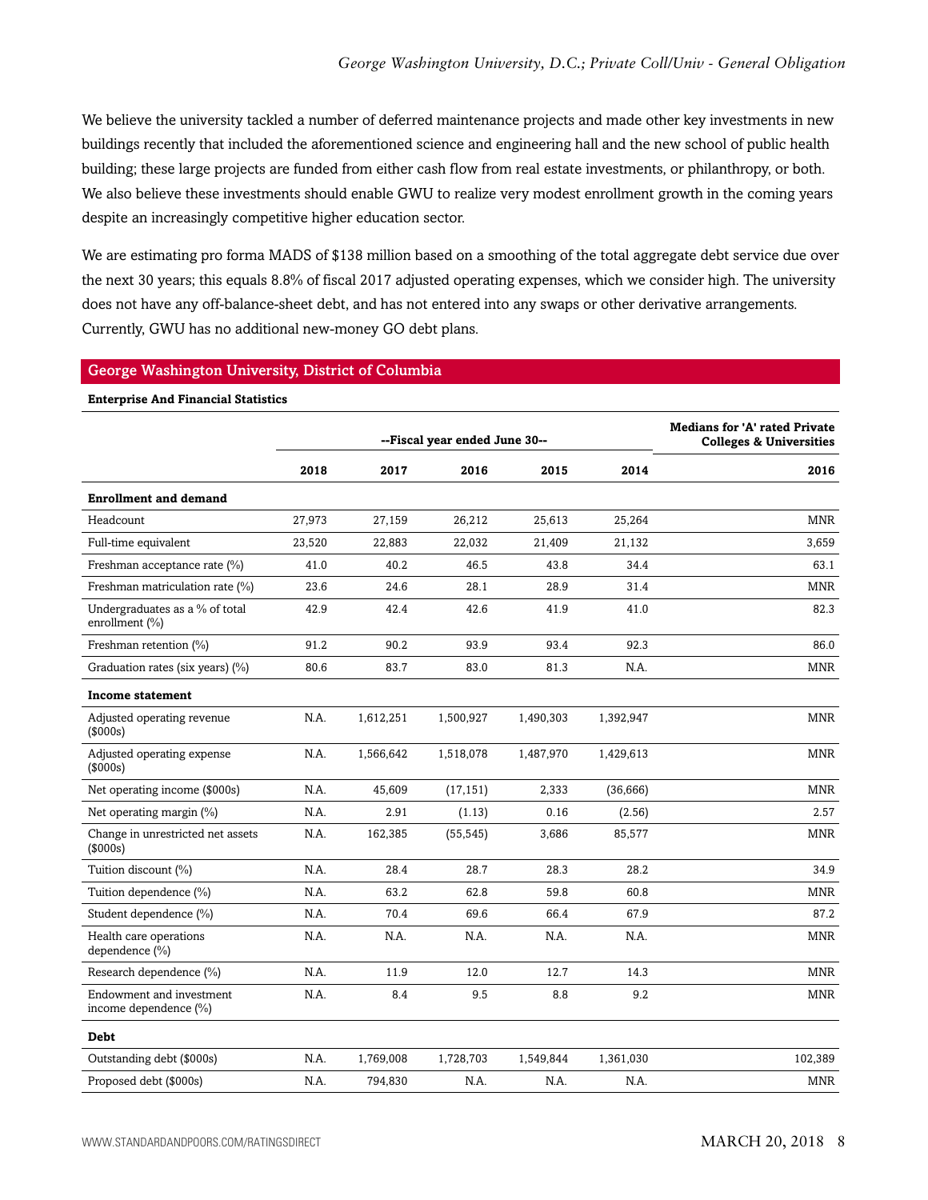We believe the university tackled a number of deferred maintenance projects and made other key investments in new buildings recently that included the aforementioned science and engineering hall and the new school of public health building; these large projects are funded from either cash flow from real estate investments, or philanthropy, or both. We also believe these investments should enable GWU to realize very modest enrollment growth in the coming years despite an increasingly competitive higher education sector.

We are estimating pro forma MADS of $138 million based on a smoothing of the total aggregate debt service due over the next 30 years; this equals 8.8% of fiscal 2017 adjusted operating expenses, which we consider high. The university does not have any off-balance-sheet debt, and has not entered into any swaps or other derivative arrangements. Currently, GWU has no additional new-money GO debt plans.

## George Washington University, District of Columbia

**Enterprise And Financial Statistics**

| | --Fiscal year ended June 30-- | | | | | Medians for 'A' rated Private Colleges & Universities |
|---|---|---|---|---|---|---|
| | 2018 | 2017 | 2016 | 2015 | 2014 | 2016 |
| **Enrollment and demand** | | | | | | |
| Headcount | 27,973 | 27,159 | 26,212 | 25,613 | 25,264 | MNR |
| Full-time equivalent | 23,520 | 22,883 | 22,032 | 21,409 | 21,132 | 3,659 |
| Freshman acceptance rate (%) | 41.0 | 40.2 | 46.5 | 43.8 | 34.4 | 63.1 |
| Freshman matriculation rate (%) | 23.6 | 24.6 | 28.1 | 28.9 | 31.4 | MNR |
| Undergraduates as a % of total enrollment (%) | 42.9 | 42.4 | 42.6 | 41.9 | 41.0 | 82.3 |
| Freshman retention (%) | 91.2 | 90.2 | 93.9 | 93.4 | 92.3 | 86.0 |
| Graduation rates (six years) (%) | 80.6 | 83.7 | 83.0 | 81.3 | N.A. | MNR |
| **Income statement** | | | | | | |
| Adjusted operating revenue ($000s) | N.A. | 1,612,251 | 1,500,927 | 1,490,303 | 1,392,947 | MNR |
| Adjusted operating expense ($000s) | N.A. | 1,566,642 | 1,518,078 | 1,487,970 | 1,429,613 | MNR |
| Net operating income ($000s) | N.A. | 45,609 | (17,151) | 2,333 | (36,666) | MNR |
| Net operating margin (%) | N.A. | 2.91 | (1.13) | 0.16 | (2.56) | 2.57 |
| Change in unrestricted net assets ($000s) | N.A. | 162,385 | (55,545) | 3,686 | 85,577 | MNR |
| Tuition discount (%) | N.A. | 28.4 | 28.7 | 28.3 | 28.2 | 34.9 |
| Tuition dependence (%) | N.A. | 63.2 | 62.8 | 59.8 | 60.8 | MNR |
| Student dependence (%) | N.A. | 70.4 | 69.6 | 66.4 | 67.9 | 87.2 |
| Health care operations dependence (%) | N.A. | N.A. | N.A. | N.A. | N.A. | MNR |
| Research dependence (%) | N.A. | 11.9 | 12.0 | 12.7 | 14.3 | MNR |
| Endowment and investment income dependence (%) | N.A. | 8.4 | 9.5 | 8.8 | 9.2 | MNR |
| **Debt** | | | | | | |
| Outstanding debt ($000s) | N.A. | 1,769,008 | 1,728,703 | 1,549,844 | 1,361,030 | 102,389 |
| Proposed debt ($000s) | N.A. | 794,830 | N.A. | N.A. | N.A. | MNR |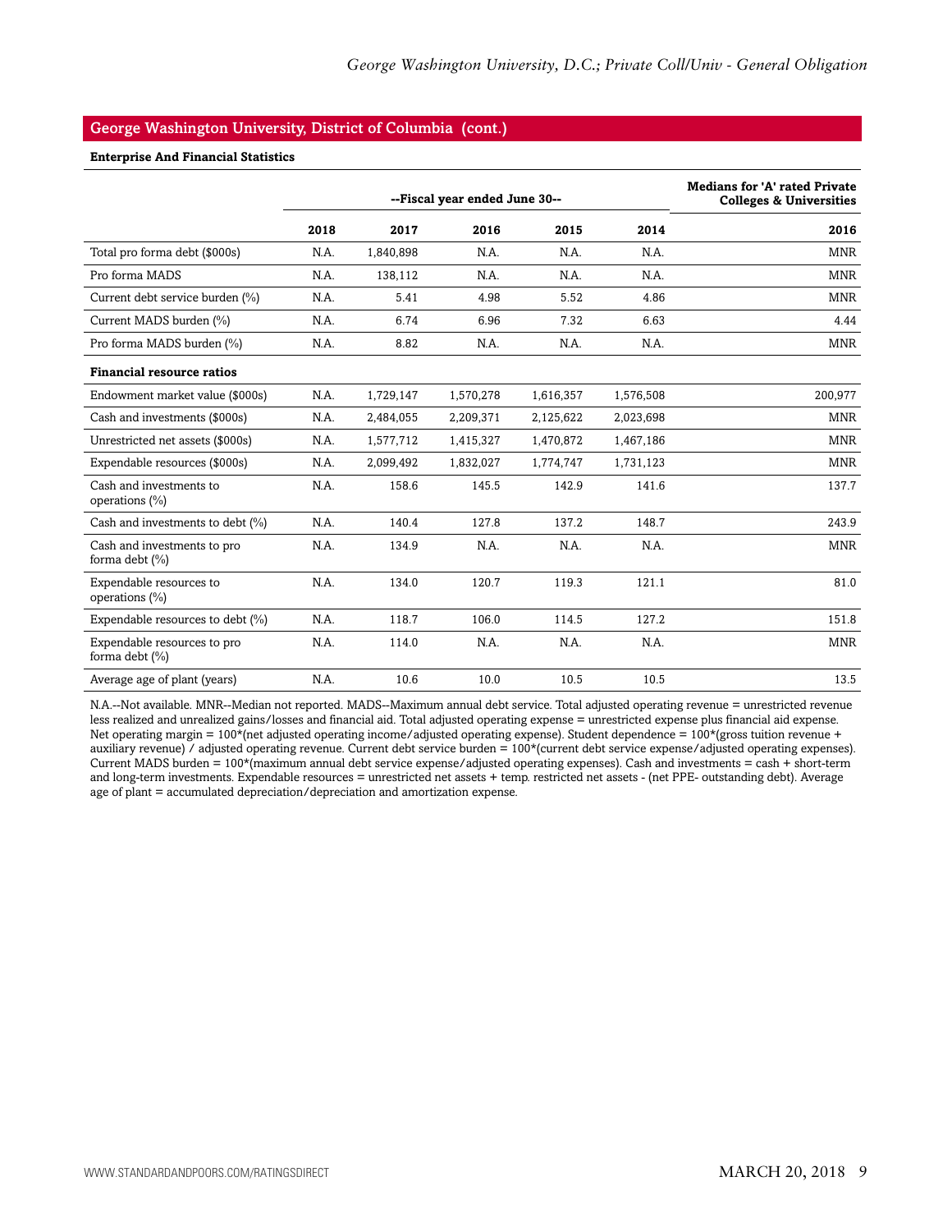## George Washington University, District of Columbia (cont.)

**Enterprise And Financial Statistics**

| | --Fiscal year ended June 30-- | | | | | Medians for 'A' rated Private Colleges & Universities |
|---|---|---|---|---|---|---|
| | 2018 | 2017 | 2016 | 2015 | 2014 | 2016 |
| Total pro forma debt ($000s) | N.A. | 1,840,898 | N.A. | N.A. | N.A. | MNR |
| Pro forma MADS | N.A. | 138,112 | N.A. | N.A. | N.A. | MNR |
| Current debt service burden (%) | N.A. | 5.41 | 4.98 | 5.52 | 4.86 | MNR |
| Current MADS burden (%) | N.A. | 6.74 | 6.96 | 7.32 | 6.63 | 4.44 |
| Pro forma MADS burden (%) | N.A. | 8.82 | N.A. | N.A. | N.A. | MNR |
| **Financial resource ratios** | | | | | | |
| Endowment market value ($000s) | N.A. | 1,729,147 | 1,570,278 | 1,616,357 | 1,576,508 | 200,977 |
| Cash and investments ($000s) | N.A. | 2,484,055 | 2,209,371 | 2,125,622 | 2,023,698 | MNR |
| Unrestricted net assets ($000s) | N.A. | 1,577,712 | 1,415,327 | 1,470,872 | 1,467,186 | MNR |
| Expendable resources ($000s) | N.A. | 2,099,492 | 1,832,027 | 1,774,747 | 1,731,123 | MNR |
| Cash and investments to operations (%) | N.A. | 158.6 | 145.5 | 142.9 | 141.6 | 137.7 |
| Cash and investments to debt (%) | N.A. | 140.4 | 127.8 | 137.2 | 148.7 | 243.9 |
| Cash and investments to pro forma debt (%) | N.A. | 134.9 | N.A. | N.A. | N.A. | MNR |
| Expendable resources to operations (%) | N.A. | 134.0 | 120.7 | 119.3 | 121.1 | 81.0 |
| Expendable resources to debt (%) | N.A. | 118.7 | 106.0 | 114.5 | 127.2 | 151.8 |
| Expendable resources to pro forma debt (%) | N.A. | 114.0 | N.A. | N.A. | N.A. | MNR |
| Average age of plant (years) | N.A. | 10.6 | 10.0 | 10.5 | 10.5 | 13.5 |

N.A.--Not available. MNR--Median not reported. MADS--Maximum annual debt service. Total adjusted operating revenue = unrestricted revenue less realized and unrealized gains/losses and financial aid. Total adjusted operating expense = unrestricted expense plus financial aid expense. Net operating margin = 100*(net adjusted operating income/adjusted operating expense). Student dependence = 100*(gross tuition revenue + auxiliary revenue) / adjusted operating revenue. Current debt service burden = 100*(current debt service expense/adjusted operating expenses). Current MADS burden = 100*(maximum annual debt service expense/adjusted operating expenses). Cash and investments = cash + short-term and long-term investments. Expendable resources = unrestricted net assets + temp. restricted net assets - (net PPE- outstanding debt). Average age of plant = accumulated depreciation/depreciation and amortization expense.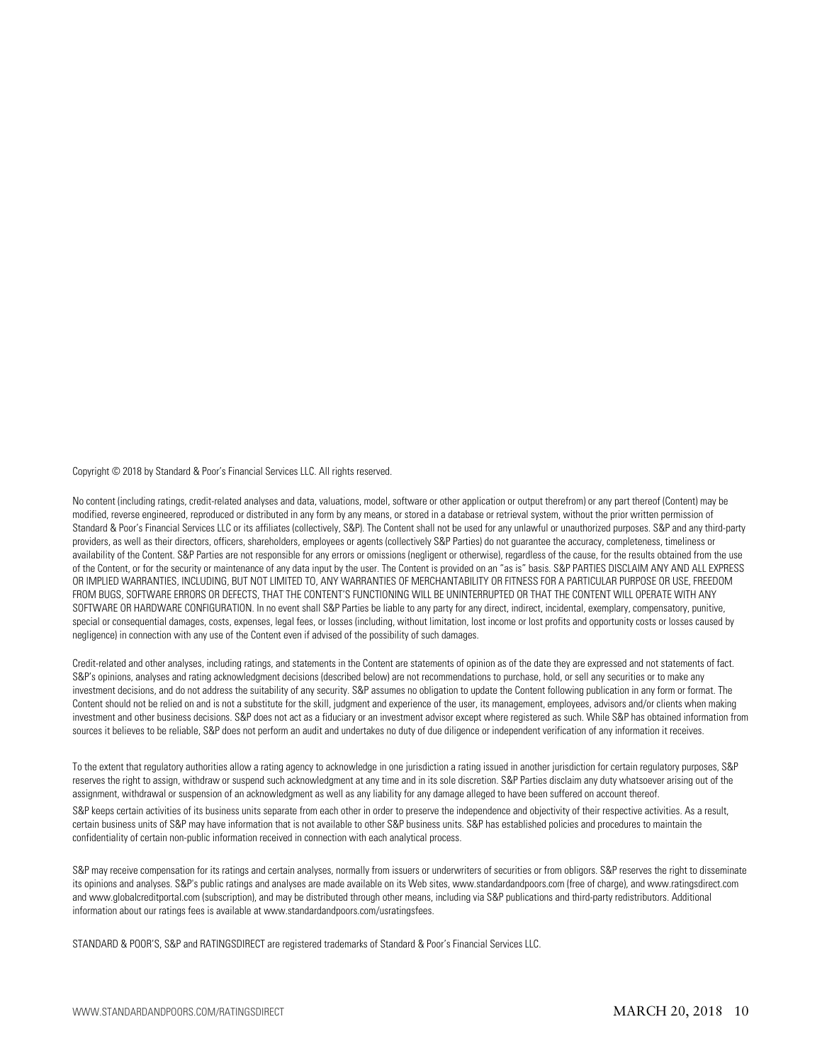Copyright © 2018 by Standard & Poor's Financial Services LLC. All rights reserved.

No content (including ratings, credit-related analyses and data, valuations, model, software or other application or output therefrom) or any part thereof (Content) may be modified, reverse engineered, reproduced or distributed in any form by any means, or stored in a database or retrieval system, without the prior written permission of Standard & Poor's Financial Services LLC or its affiliates (collectively, S&P). The Content shall not be used for any unlawful or unauthorized purposes. S&P and any third-party providers, as well as their directors, officers, shareholders, employees or agents (collectively S&P Parties) do not guarantee the accuracy, completeness, timeliness or availability of the Content. S&P Parties are not responsible for any errors or omissions (negligent or otherwise), regardless of the cause, for the results obtained from the use of the Content, or for the security or maintenance of any data input by the user. The Content is provided on an "as is" basis. S&P PARTIES DISCLAIM ANY AND ALL EXPRESS OR IMPLIED WARRANTIES, INCLUDING, BUT NOT LIMITED TO, ANY WARRANTIES OF MERCHANTABILITY OR FITNESS FOR A PARTICULAR PURPOSE OR USE, FREEDOM FROM BUGS, SOFTWARE ERRORS OR DEFECTS, THAT THE CONTENT'S FUNCTIONING WILL BE UNINTERRUPTED OR THAT THE CONTENT WILL OPERATE WITH ANY SOFTWARE OR HARDWARE CONFIGURATION. In no event shall S&P Parties be liable to any party for any direct, indirect, incidental, exemplary, compensatory, punitive, special or consequential damages, costs, expenses, legal fees, or losses (including, without limitation, lost income or lost profits and opportunity costs or losses caused by negligence) in connection with any use of the Content even if advised of the possibility of such damages.

Credit-related and other analyses, including ratings, and statements in the Content are statements of opinion as of the date they are expressed and not statements of fact. S&P's opinions, analyses and rating acknowledgment decisions (described below) are not recommendations to purchase, hold, or sell any securities or to make any investment decisions, and do not address the suitability of any security. S&P assumes no obligation to update the Content following publication in any form or format. The Content should not be relied on and is not a substitute for the skill, judgment and experience of the user, its management, employees, advisors and/or clients when making investment and other business decisions. S&P does not act as a fiduciary or an investment advisor except where registered as such. While S&P has obtained information from sources it believes to be reliable, S&P does not perform an audit and undertakes no duty of due diligence or independent verification of any information it receives.

To the extent that regulatory authorities allow a rating agency to acknowledge in one jurisdiction a rating issued in another jurisdiction for certain regulatory purposes, S&P reserves the right to assign, withdraw or suspend such acknowledgment at any time and in its sole discretion. S&P Parties disclaim any duty whatsoever arising out of the assignment, withdrawal or suspension of an acknowledgment as well as any liability for any damage alleged to have been suffered on account thereof.

S&P keeps certain activities of its business units separate from each other in order to preserve the independence and objectivity of their respective activities. As a result, certain business units of S&P may have information that is not available to other S&P business units. S&P has established policies and procedures to maintain the confidentiality of certain non-public information received in connection with each analytical process.

S&P may receive compensation for its ratings and certain analyses, normally from issuers or underwriters of securities or from obligors. S&P reserves the right to disseminate its opinions and analyses. S&P's public ratings and analyses are made available on its Web sites, www.standardandpoors.com (free of charge), and www.ratingsdirect.com and www.globalcreditportal.com (subscription), and may be distributed through other means, including via S&P publications and third-party redistributors. Additional information about our ratings fees is available at www.standardandpoors.com/usratingsfees.

STANDARD & POOR'S, S&P and RATINGSDIRECT are registered trademarks of Standard & Poor's Financial Services LLC.